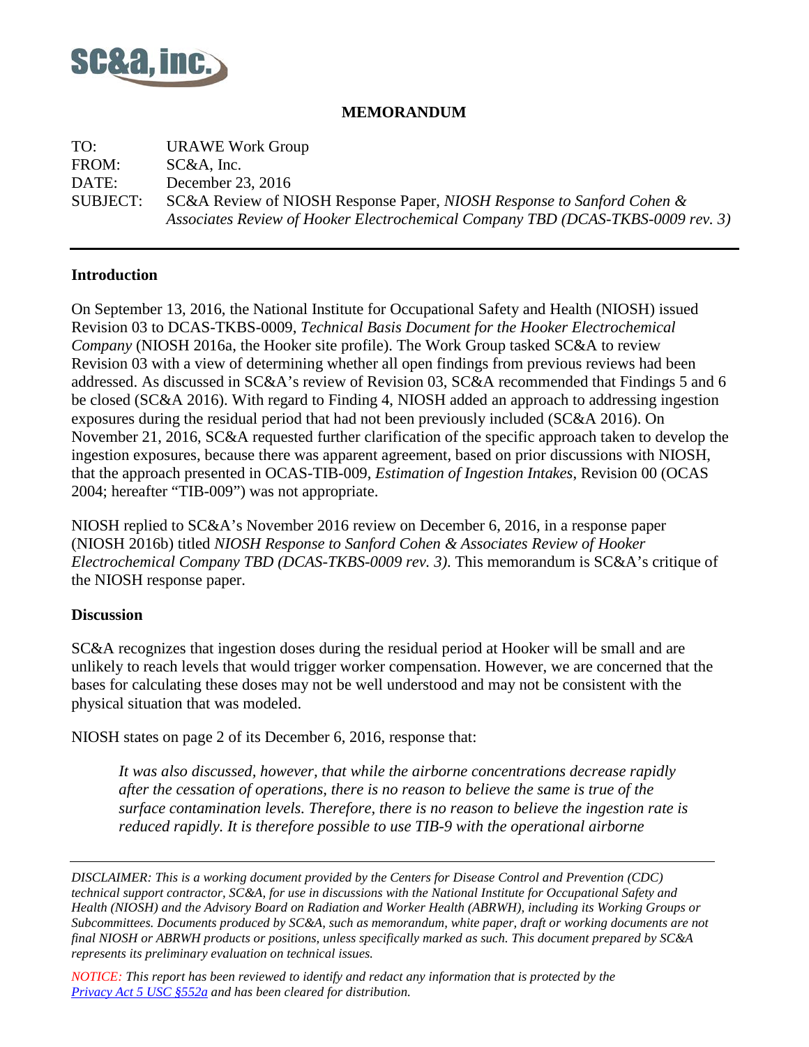**SC&A, inc.**

## MEMORANDUM

TO: URAWE Work Group
FROM: SC&A, Inc.
DATE: December 23, 2016
SUBJECT: SC&A Review of NIOSH Response Paper, *NIOSH Response to Sanford Cohen & Associates Review of Hooker Electrochemical Company TBD (DCAS-TKBS-0009 rev. 3)*

---

### Introduction

On September 13, 2016, the National Institute for Occupational Safety and Health (NIOSH) issued Revision 03 to DCAS-TKBS-0009, *Technical Basis Document for the Hooker Electrochemical Company* (NIOSH 2016a, the Hooker site profile). The Work Group tasked SC&A to review Revision 03 with a view of determining whether all open findings from previous reviews had been addressed. As discussed in SC&A's review of Revision 03, SC&A recommended that Findings 5 and 6 be closed (SC&A 2016). With regard to Finding 4, NIOSH added an approach to addressing ingestion exposures during the residual period that had not been previously included (SC&A 2016). On November 21, 2016, SC&A requested further clarification of the specific approach taken to develop the ingestion exposures, because there was apparent agreement, based on prior discussions with NIOSH, that the approach presented in OCAS-TIB-009, *Estimation of Ingestion Intakes*, Revision 00 (OCAS 2004; hereafter "TIB-009") was not appropriate.

NIOSH replied to SC&A's November 2016 review on December 6, 2016, in a response paper (NIOSH 2016b) titled *NIOSH Response to Sanford Cohen & Associates Review of Hooker Electrochemical Company TBD (DCAS-TKBS-0009 rev. 3)*. This memorandum is SC&A's critique of the NIOSH response paper.

### Discussion

SC&A recognizes that ingestion doses during the residual period at Hooker will be small and are unlikely to reach levels that would trigger worker compensation. However, we are concerned that the bases for calculating these doses may not be well understood and may not be consistent with the physical situation that was modeled.

NIOSH states on page 2 of its December 6, 2016, response that:

> *It was also discussed, however, that while the airborne concentrations decrease rapidly after the cessation of operations, there is no reason to believe the same is true of the surface contamination levels. Therefore, there is no reason to believe the ingestion rate is reduced rapidly. It is therefore possible to use TIB-9 with the operational airborne*

---

*DISCLAIMER: This is a working document provided by the Centers for Disease Control and Prevention (CDC) technical support contractor, SC&A, for use in discussions with the National Institute for Occupational Safety and Health (NIOSH) and the Advisory Board on Radiation and Worker Health (ABRWH), including its Working Groups or Subcommittees. Documents produced by SC&A, such as memorandum, white paper, draft or working documents are not final NIOSH or ABRWH products or positions, unless specifically marked as such. This document prepared by SC&A represents its preliminary evaluation on technical issues.*

*NOTICE: This report has been reviewed to identify and redact any information that is protected by the [Privacy Act 5 USC §552a](https://www.law.cornell.edu/uscode/text/5/552a) and has been cleared for distribution.*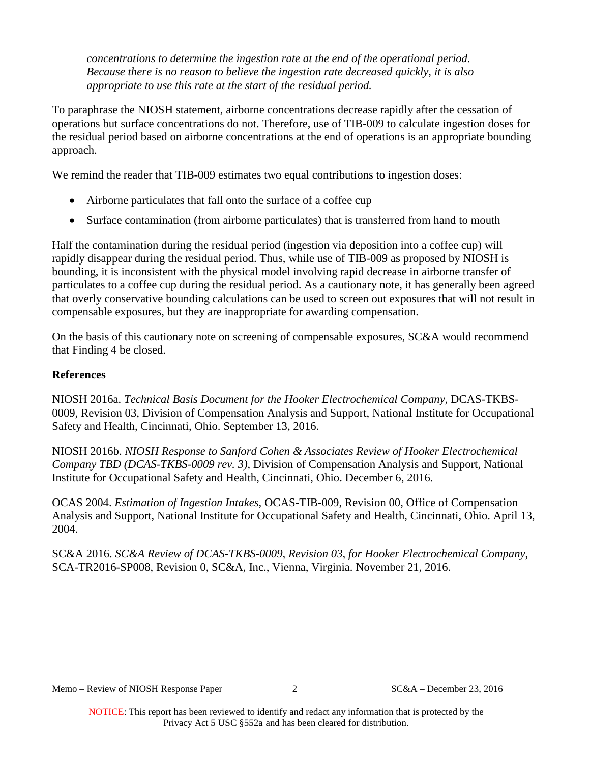*concentrations to determine the ingestion rate at the end of the operational period. Because there is no reason to believe the ingestion rate decreased quickly, it is also appropriate to use this rate at the start of the residual period.*

To paraphrase the NIOSH statement, airborne concentrations decrease rapidly after the cessation of operations but surface concentrations do not. Therefore, use of TIB-009 to calculate ingestion doses for the residual period based on airborne concentrations at the end of operations is an appropriate bounding approach.

We remind the reader that TIB-009 estimates two equal contributions to ingestion doses:

- Airborne particulates that fall onto the surface of a coffee cup
- Surface contamination (from airborne particulates) that is transferred from hand to mouth

Half the contamination during the residual period (ingestion via deposition into a coffee cup) will rapidly disappear during the residual period. Thus, while use of TIB-009 as proposed by NIOSH is bounding, it is inconsistent with the physical model involving rapid decrease in airborne transfer of particulates to a coffee cup during the residual period. As a cautionary note, it has generally been agreed that overly conservative bounding calculations can be used to screen out exposures that will not result in compensable exposures, but they are inappropriate for awarding compensation.

On the basis of this cautionary note on screening of compensable exposures, SC&A would recommend that Finding 4 be closed.

**References**

NIOSH 2016a. *Technical Basis Document for the Hooker Electrochemical Company*, DCAS-TKBS-0009, Revision 03, Division of Compensation Analysis and Support, National Institute for Occupational Safety and Health, Cincinnati, Ohio. September 13, 2016.

NIOSH 2016b. *NIOSH Response to Sanford Cohen & Associates Review of Hooker Electrochemical Company TBD (DCAS-TKBS-0009 rev. 3),* Division of Compensation Analysis and Support, National Institute for Occupational Safety and Health, Cincinnati, Ohio. December 6, 2016.

OCAS 2004. *Estimation of Ingestion Intakes,* OCAS-TIB-009, Revision 00, Office of Compensation Analysis and Support, National Institute for Occupational Safety and Health, Cincinnati, Ohio. April 13, 2004.

SC&A 2016. *SC&A Review of DCAS-TKBS-0009, Revision 03, for Hooker Electrochemical Company*, SCA-TR2016-SP008, Revision 0, SC&A, Inc., Vienna, Virginia. November 21, 2016.